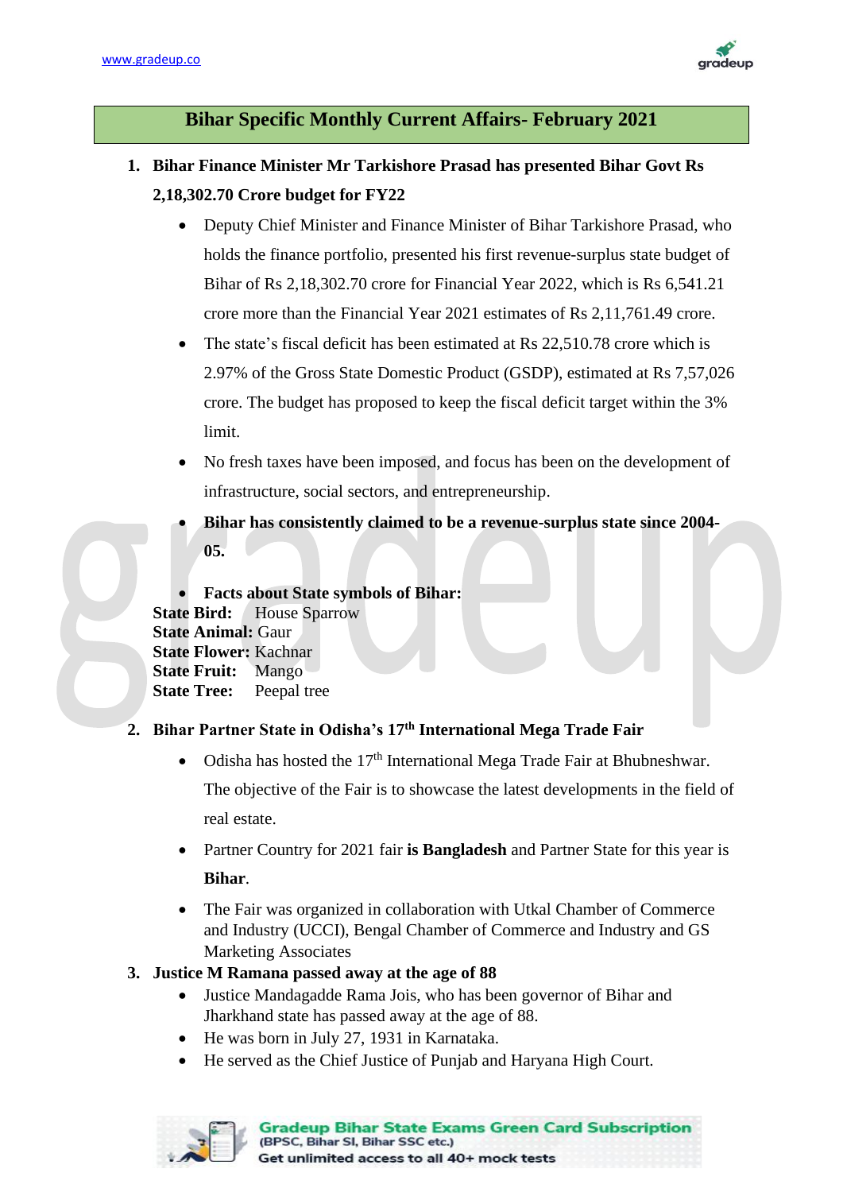# Bihar Specific Monthly Current Affairs- February 2021

1. **Bihar Finance Minister Mr Tarkishore Prasad has presented Bihar Govt Rs 2,18,302.70 Crore budget for FY22**
   - Deputy Chief Minister and Finance Minister of Bihar Tarkishore Prasad, who holds the finance portfolio, presented his first revenue-surplus state budget of Bihar of Rs 2,18,302.70 crore for Financial Year 2022, which is Rs 6,541.21 crore more than the Financial Year 2021 estimates of Rs 2,11,761.49 crore.
   - The state's fiscal deficit has been estimated at Rs 22,510.78 crore which is 2.97% of the Gross State Domestic Product (GSDP), estimated at Rs 7,57,026 crore. The budget has proposed to keep the fiscal deficit target within the 3% limit.
   - No fresh taxes have been imposed, and focus has been on the development of infrastructure, social sectors, and entrepreneurship.
   - **Bihar has consistently claimed to be a revenue-surplus state since 2004-05.**
   - **Facts about State symbols of Bihar:**

   **State Bird:** House Sparrow
   **State Animal:** Gaur
   **State Flower:** Kachnar
   **State Fruit:** Mango
   **State Tree:** Peepal tree

2. **Bihar Partner State in Odisha's 17th International Mega Trade Fair**
   - Odisha has hosted the 17th International Mega Trade Fair at Bhubneshwar. The objective of the Fair is to showcase the latest developments in the field of real estate.
   - Partner Country for 2021 fair **is Bangladesh** and Partner State for this year is **Bihar**.
   - The Fair was organized in collaboration with Utkal Chamber of Commerce and Industry (UCCI), Bengal Chamber of Commerce and Industry and GS Marketing Associates

3. **Justice M Ramana passed away at the age of 88**
   - Justice Mandagadde Rama Jois, who has been governor of Bihar and Jharkhand state has passed away at the age of 88.
   - He was born in July 27, 1931 in Karnataka.
   - He served as the Chief Justice of Punjab and Haryana High Court.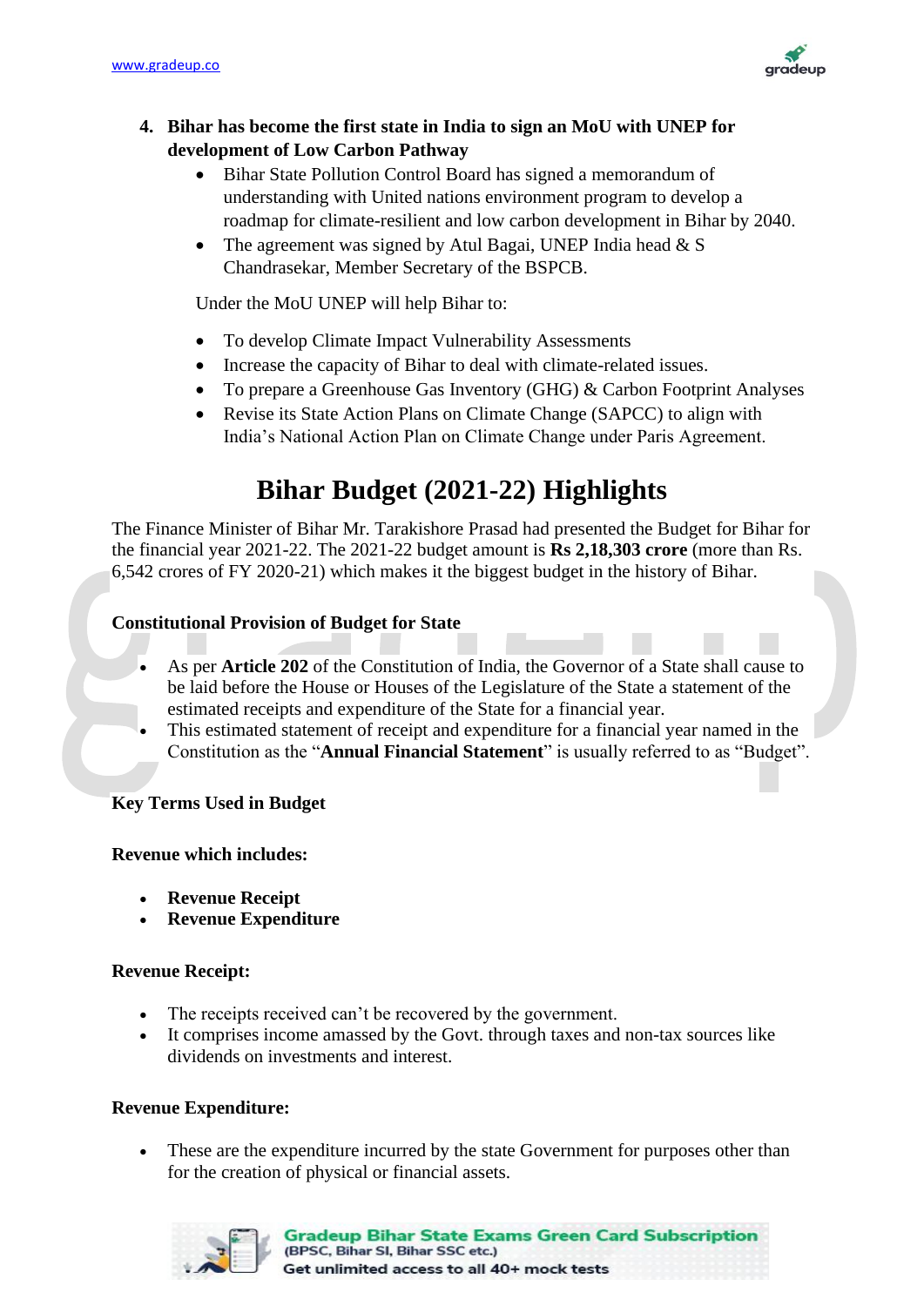4. **Bihar has become the first state in India to sign an MoU with UNEP for development of Low Carbon Pathway**
    - Bihar State Pollution Control Board has signed a memorandum of understanding with United nations environment program to develop a roadmap for climate-resilient and low carbon development in Bihar by 2040.
    - The agreement was signed by Atul Bagai, UNEP India head & S Chandrasekar, Member Secretary of the BSPCB.

    Under the MoU UNEP will help Bihar to:

    - To develop Climate Impact Vulnerability Assessments
    - Increase the capacity of Bihar to deal with climate-related issues.
    - To prepare a Greenhouse Gas Inventory (GHG) & Carbon Footprint Analyses
    - Revise its State Action Plans on Climate Change (SAPCC) to align with India's National Action Plan on Climate Change under Paris Agreement.

# Bihar Budget (2021-22) Highlights

The Finance Minister of Bihar Mr. Tarakishore Prasad had presented the Budget for Bihar for the financial year 2021-22. The 2021-22 budget amount is **Rs 2,18,303 crore** (more than Rs. 6,542 crores of FY 2020-21) which makes it the biggest budget in the history of Bihar.

**Constitutional Provision of Budget for State**

- As per **Article 202** of the Constitution of India, the Governor of a State shall cause to be laid before the House or Houses of the Legislature of the State a statement of the estimated receipts and expenditure of the State for a financial year.
- This estimated statement of receipt and expenditure for a financial year named in the Constitution as the "**Annual Financial Statement**" is usually referred to as "Budget".

**Key Terms Used in Budget**

**Revenue which includes:**

- **Revenue Receipt**
- **Revenue Expenditure**

**Revenue Receipt:**

- The receipts received can't be recovered by the government.
- It comprises income amassed by the Govt. through taxes and non-tax sources like dividends on investments and interest.

**Revenue Expenditure:**

- These are the expenditure incurred by the state Government for purposes other than for the creation of physical or financial assets.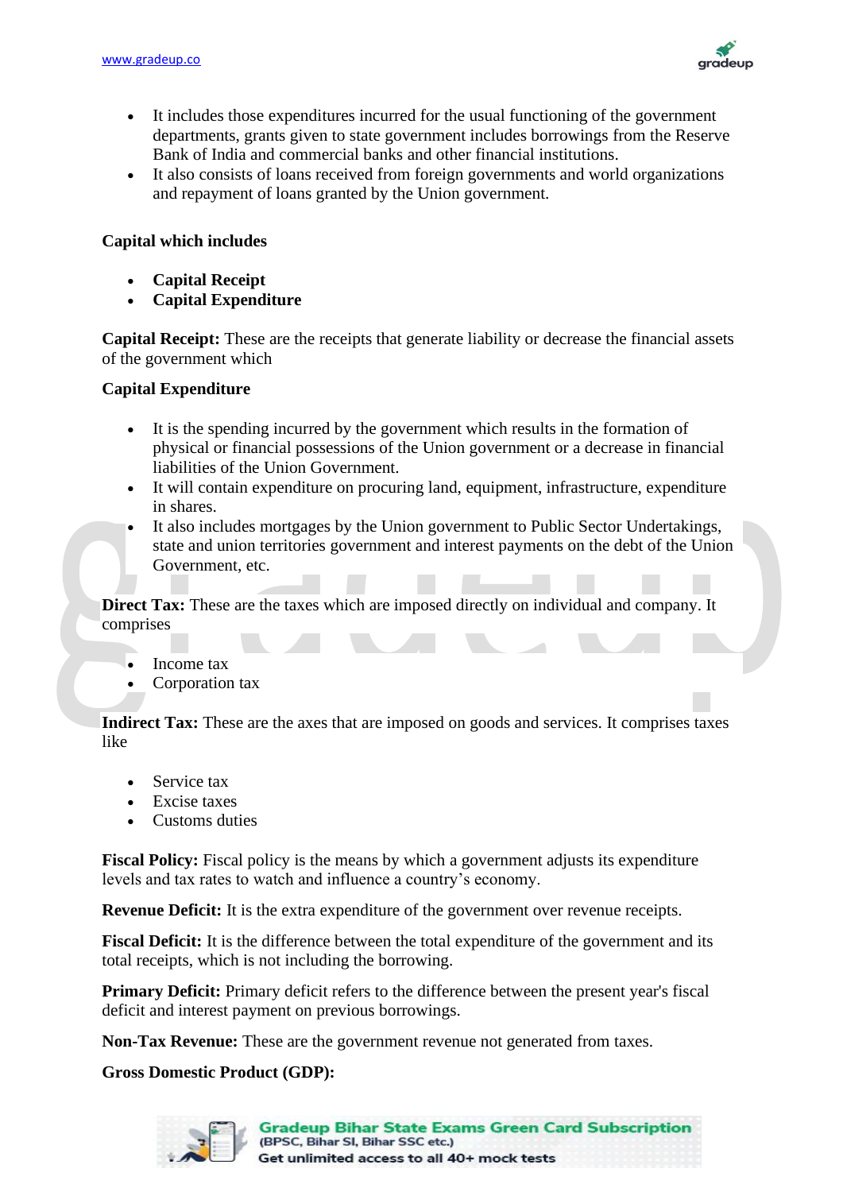- It includes those expenditures incurred for the usual functioning of the government departments, grants given to state government includes borrowings from the Reserve Bank of India and commercial banks and other financial institutions.
- It also consists of loans received from foreign governments and world organizations and repayment of loans granted by the Union government.

**Capital which includes**

- **Capital Receipt**
- **Capital Expenditure**

**Capital Receipt:** These are the receipts that generate liability or decrease the financial assets of the government which

**Capital Expenditure**

- It is the spending incurred by the government which results in the formation of physical or financial possessions of the Union government or a decrease in financial liabilities of the Union Government.
- It will contain expenditure on procuring land, equipment, infrastructure, expenditure in shares.
- It also includes mortgages by the Union government to Public Sector Undertakings, state and union territories government and interest payments on the debt of the Union Government, etc.

**Direct Tax:** These are the taxes which are imposed directly on individual and company. It comprises

- Income tax
- Corporation tax

**Indirect Tax:** These are the axes that are imposed on goods and services. It comprises taxes like

- Service tax
- Excise taxes
- Customs duties

**Fiscal Policy:** Fiscal policy is the means by which a government adjusts its expenditure levels and tax rates to watch and influence a country's economy.

**Revenue Deficit:** It is the extra expenditure of the government over revenue receipts.

**Fiscal Deficit:** It is the difference between the total expenditure of the government and its total receipts, which is not including the borrowing.

**Primary Deficit:** Primary deficit refers to the difference between the present year's fiscal deficit and interest payment on previous borrowings.

**Non-Tax Revenue:** These are the government revenue not generated from taxes.

**Gross Domestic Product (GDP):**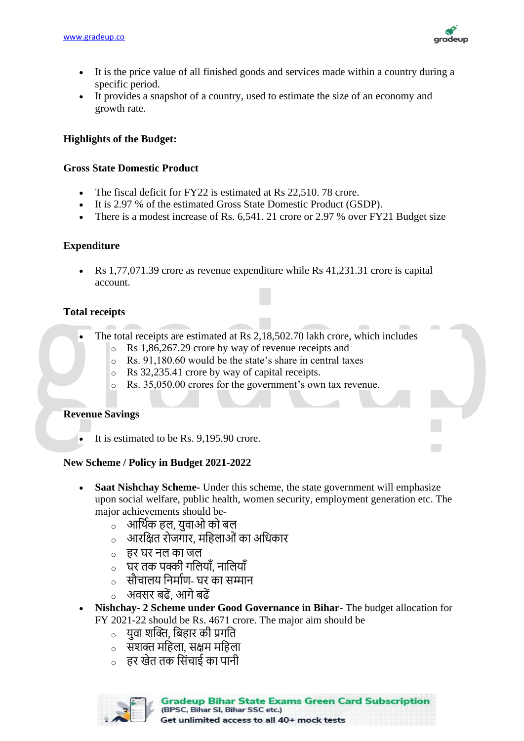- It is the price value of all finished goods and services made within a country during a specific period.
- It provides a snapshot of a country, used to estimate the size of an economy and growth rate.

**Highlights of the Budget:**

**Gross State Domestic Product**

- The fiscal deficit for FY22 is estimated at Rs 22,510. 78 crore.
- It is 2.97 % of the estimated Gross State Domestic Product (GSDP).
- There is a modest increase of Rs. 6,541. 21 crore or 2.97 % over FY21 Budget size

**Expenditure**

- Rs 1,77,071.39 crore as revenue expenditure while Rs 41,231.31 crore is capital account.

**Total receipts**

- The total receipts are estimated at Rs 2,18,502.70 lakh crore, which includes
  - Rs 1,86,267.29 crore by way of revenue receipts and
  - Rs. 91,180.60 would be the state's share in central taxes
  - Rs 32,235.41 crore by way of capital receipts.
  - Rs. 35,050.00 crores for the government's own tax revenue.

**Revenue Savings**

- It is estimated to be Rs. 9,195.90 crore.

**New Scheme / Policy in Budget 2021-2022**

- **Saat Nishchay Scheme**- Under this scheme, the state government will emphasize upon social welfare, public health, women security, employment generation etc. The major achievements should be-
  - आर्थिक हल, युवाओ को बल
  - आरक्षित रोजगार, महिलाओं का अधिकार
  - हर घर नल का जल
  - घर तक पक्की गलियाँ, नालियाँ
  - सौचालय निर्माण- घर का सम्मान
  - अवसर बढ़ें, आगे बढ़ें
- **Nishchay- 2 Scheme under Good Governance in Bihar**- The budget allocation for FY 2021-22 should be Rs. 4671 crore. The major aim should be
  - युवा शक्ति, बिहार की प्रगति
  - सशक्त महिला, सक्षम महिला
  - हर खेत तक सिंचाई का पानी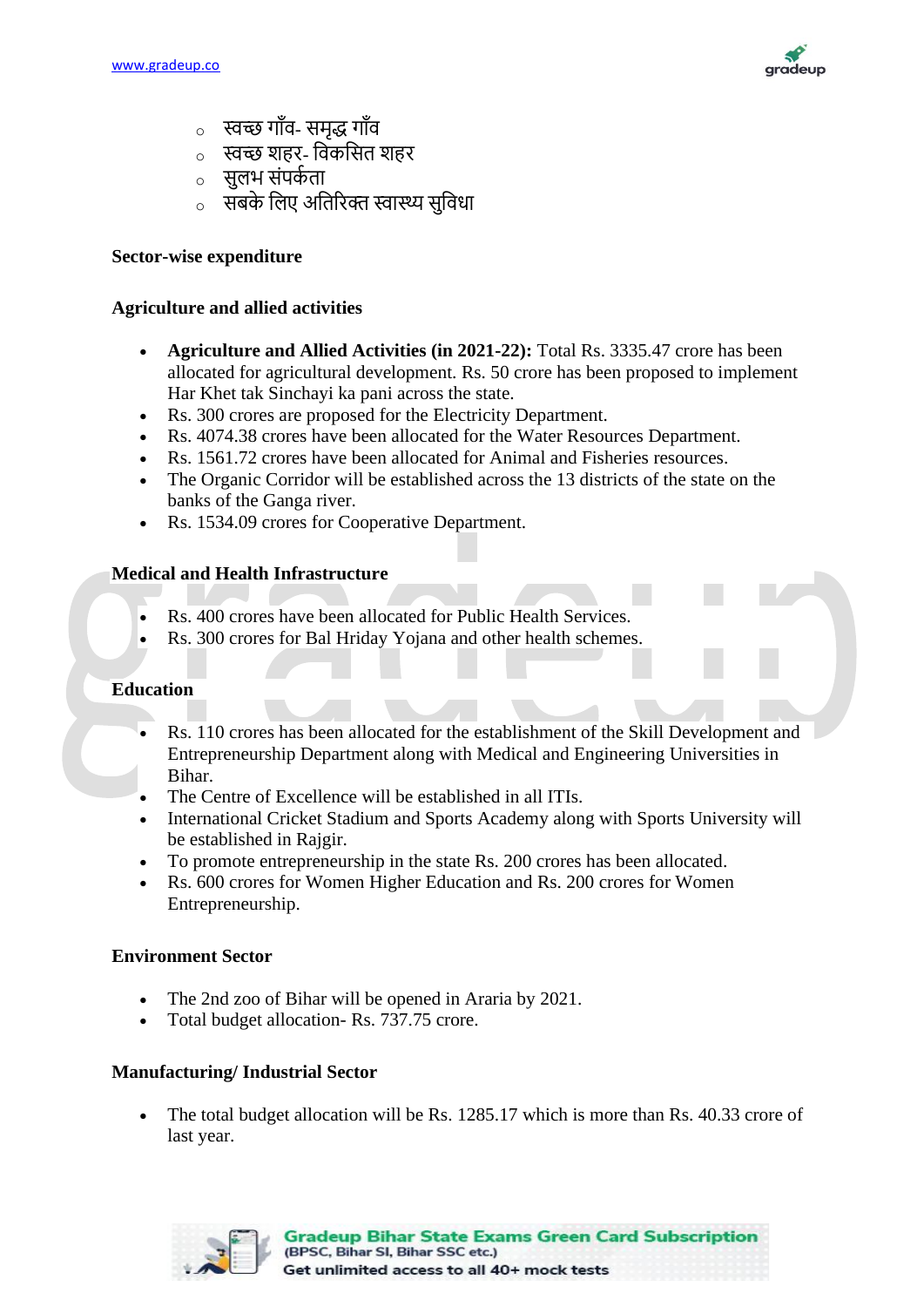- स्वच्छ गाँव- समृद्ध गाँव
- स्वच्छ शहर- विकसित शहर
- सुलभ संपर्कता
- सबके लिए अतिरिक्त स्वास्थ्य सुविधा

**Sector-wise expenditure**

**Agriculture and allied activities**

- **Agriculture and Allied Activities (in 2021-22):** Total Rs. 3335.47 crore has been allocated for agricultural development. Rs. 50 crore has been proposed to implement Har Khet tak Sinchayi ka pani across the state.
- Rs. 300 crores are proposed for the Electricity Department.
- Rs. 4074.38 crores have been allocated for the Water Resources Department.
- Rs. 1561.72 crores have been allocated for Animal and Fisheries resources.
- The Organic Corridor will be established across the 13 districts of the state on the banks of the Ganga river.
- Rs. 1534.09 crores for Cooperative Department.

**Medical and Health Infrastructure**

- Rs. 400 crores have been allocated for Public Health Services.
- Rs. 300 crores for Bal Hriday Yojana and other health schemes.

**Education**

- Rs. 110 crores has been allocated for the establishment of the Skill Development and Entrepreneurship Department along with Medical and Engineering Universities in Bihar.
- The Centre of Excellence will be established in all ITIs.
- International Cricket Stadium and Sports Academy along with Sports University will be established in Rajgir.
- To promote entrepreneurship in the state Rs. 200 crores has been allocated.
- Rs. 600 crores for Women Higher Education and Rs. 200 crores for Women Entrepreneurship.

**Environment Sector**

- The 2nd zoo of Bihar will be opened in Araria by 2021.
- Total budget allocation- Rs. 737.75 crore.

**Manufacturing/ Industrial Sector**

- The total budget allocation will be Rs. 1285.17 which is more than Rs. 40.33 crore of last year.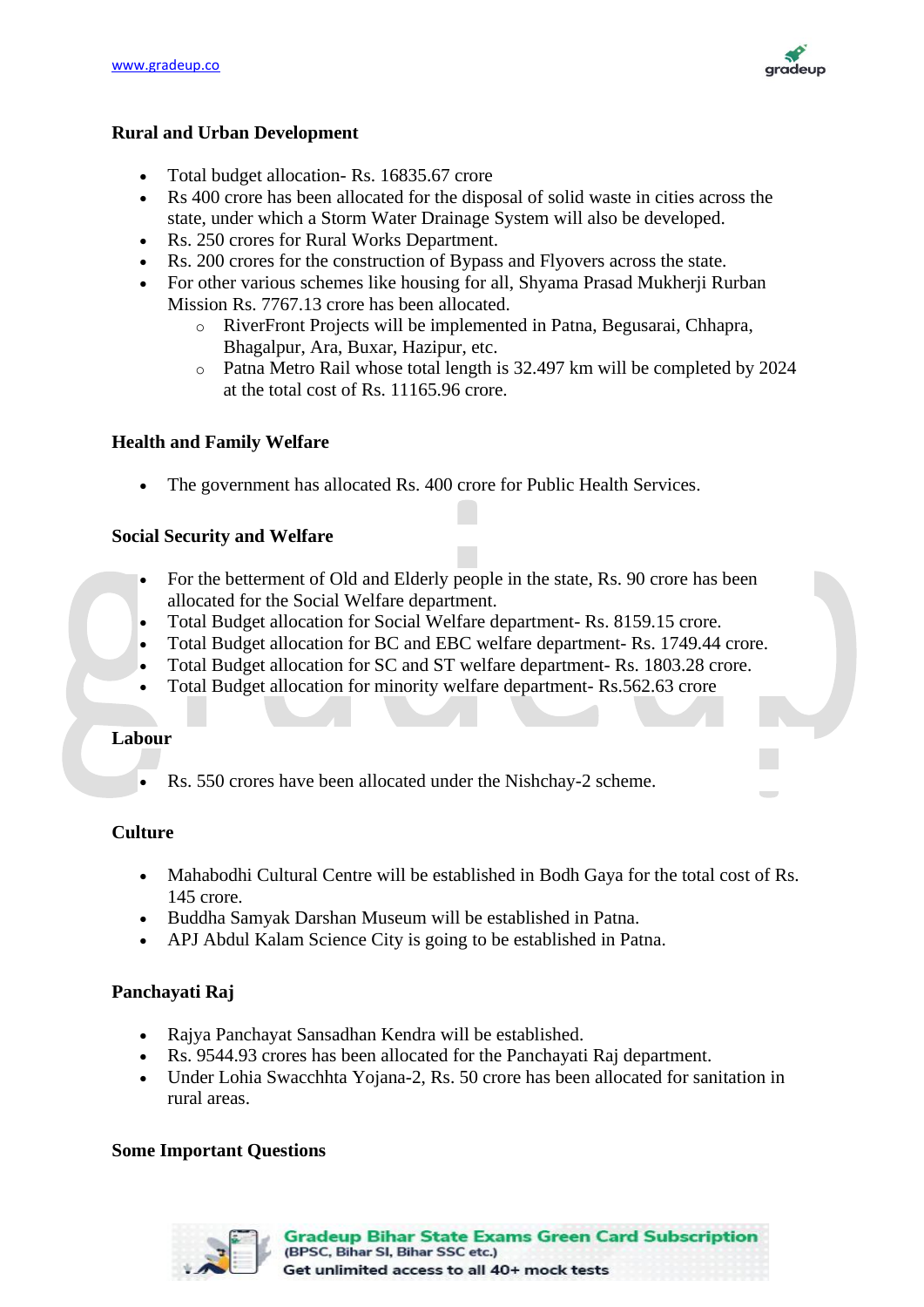### Rural and Urban Development

- Total budget allocation- Rs. 16835.67 crore
- Rs 400 crore has been allocated for the disposal of solid waste in cities across the state, under which a Storm Water Drainage System will also be developed.
- Rs. 250 crores for Rural Works Department.
- Rs. 200 crores for the construction of Bypass and Flyovers across the state.
- For other various schemes like housing for all, Shyama Prasad Mukherji Rurban Mission Rs. 7767.13 crore has been allocated.
  - RiverFront Projects will be implemented in Patna, Begusarai, Chhapra, Bhagalpur, Ara, Buxar, Hazipur, etc.
  - Patna Metro Rail whose total length is 32.497 km will be completed by 2024 at the total cost of Rs. 11165.96 crore.

### Health and Family Welfare

- The government has allocated Rs. 400 crore for Public Health Services.

### Social Security and Welfare

- For the betterment of Old and Elderly people in the state, Rs. 90 crore has been allocated for the Social Welfare department.
- Total Budget allocation for Social Welfare department- Rs. 8159.15 crore.
- Total Budget allocation for BC and EBC welfare department- Rs. 1749.44 crore.
- Total Budget allocation for SC and ST welfare department- Rs. 1803.28 crore.
- Total Budget allocation for minority welfare department- Rs.562.63 crore

### Labour

- Rs. 550 crores have been allocated under the Nishchay-2 scheme.

### Culture

- Mahabodhi Cultural Centre will be established in Bodh Gaya for the total cost of Rs. 145 crore.
- Buddha Samyak Darshan Museum will be established in Patna.
- APJ Abdul Kalam Science City is going to be established in Patna.

### Panchayati Raj

- Rajya Panchayat Sansadhan Kendra will be established.
- Rs. 9544.93 crores has been allocated for the Panchayati Raj department.
- Under Lohia Swacchhta Yojana-2, Rs. 50 crore has been allocated for sanitation in rural areas.

### Some Important Questions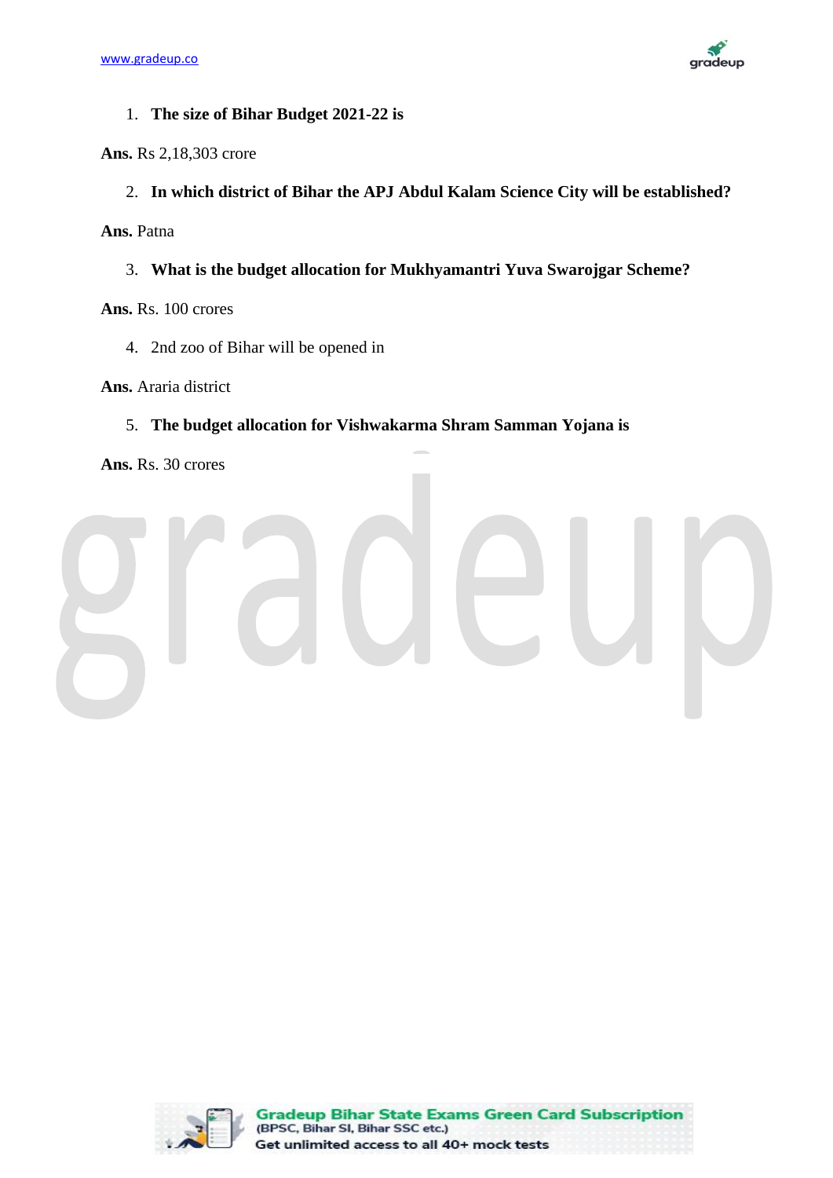1. **The size of Bihar Budget 2021-22 is**

**Ans.** Rs 2,18,303 crore

2. **In which district of Bihar the APJ Abdul Kalam Science City will be established?**

**Ans.** Patna

3. **What is the budget allocation for Mukhyamantri Yuva Swarojgar Scheme?**

**Ans.** Rs. 100 crores

4. 2nd zoo of Bihar will be opened in

**Ans.** Araria district

5. **The budget allocation for Vishwakarma Shram Samman Yojana is**

**Ans.** Rs. 30 crores